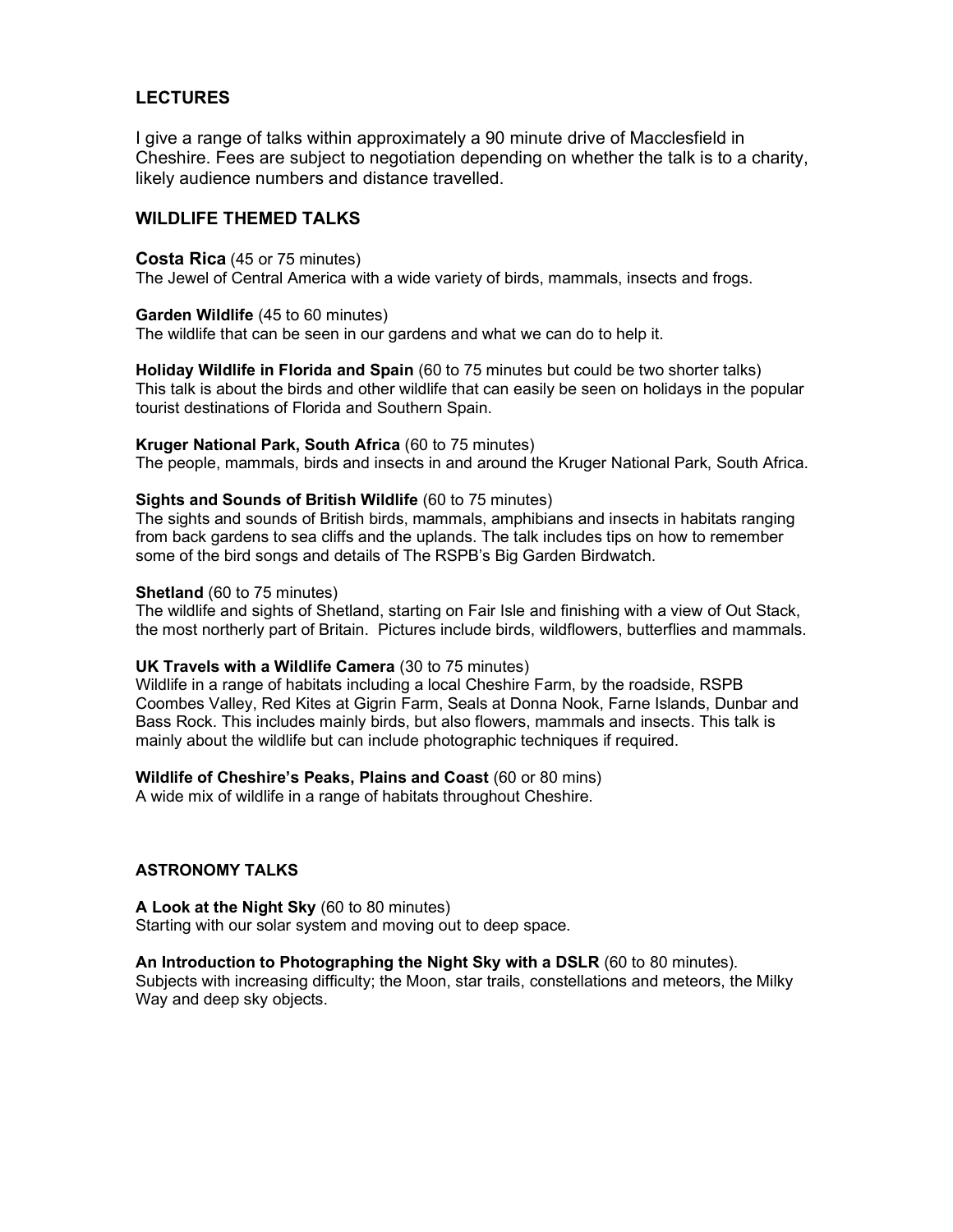## LECTURES

I give a range of talks within approximately a 90 minute drive of Macclesfield in Cheshire. Fees are subject to negotiation depending on whether the talk is to a charity, likely audience numbers and distance travelled.

## WILDLIFE THEMED TALKS

**Costa Rica** (45 or 75 minutes)
The Jewel of Central America with a wide variety of birds, mammals, insects and frogs.

**Garden Wildlife** (45 to 60 minutes)
The wildlife that can be seen in our gardens and what we can do to help it.

**Holiday Wildlife in Florida and Spain** (60 to 75 minutes but could be two shorter talks)
This talk is about the birds and other wildlife that can easily be seen on holidays in the popular tourist destinations of Florida and Southern Spain.

**Kruger National Park, South Africa** (60 to 75 minutes)
The people, mammals, birds and insects in and around the Kruger National Park, South Africa.

**Sights and Sounds of British Wildlife** (60 to 75 minutes)
The sights and sounds of British birds, mammals, amphibians and insects in habitats ranging from back gardens to sea cliffs and the uplands. The talk includes tips on how to remember some of the bird songs and details of The RSPB's Big Garden Birdwatch.

**Shetland** (60 to 75 minutes)
The wildlife and sights of Shetland, starting on Fair Isle and finishing with a view of Out Stack, the most northerly part of Britain. Pictures include birds, wildflowers, butterflies and mammals.

**UK Travels with a Wildlife Camera** (30 to 75 minutes)
Wildlife in a range of habitats including a local Cheshire Farm, by the roadside, RSPB Coombes Valley, Red Kites at Gigrin Farm, Seals at Donna Nook, Farne Islands, Dunbar and Bass Rock. This includes mainly birds, but also flowers, mammals and insects. This talk is mainly about the wildlife but can include photographic techniques if required.

**Wildlife of Cheshire's Peaks, Plains and Coast** (60 or 80 mins)
A wide mix of wildlife in a range of habitats throughout Cheshire.

## ASTRONOMY TALKS

**A Look at the Night Sky** (60 to 80 minutes)
Starting with our solar system and moving out to deep space.

**An Introduction to Photographing the Night Sky with a DSLR** (60 to 80 minutes).
Subjects with increasing difficulty; the Moon, star trails, constellations and meteors, the Milky Way and deep sky objects.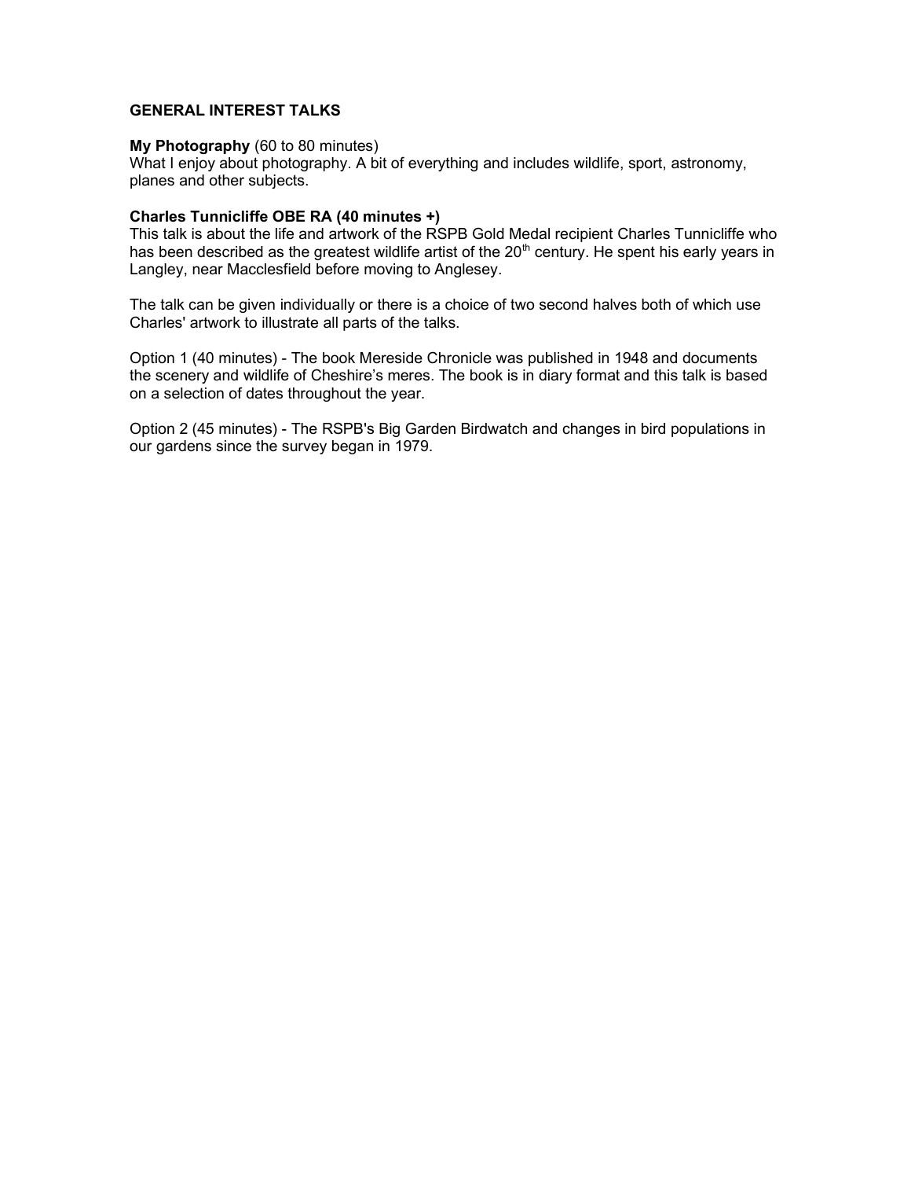## GENERAL INTEREST TALKS

**My Photography** (60 to 80 minutes)
What I enjoy about photography. A bit of everything and includes wildlife, sport, astronomy, planes and other subjects.

**Charles Tunnicliffe OBE RA (40 minutes +)**
This talk is about the life and artwork of the RSPB Gold Medal recipient Charles Tunnicliffe who has been described as the greatest wildlife artist of the 20th century. He spent his early years in Langley, near Macclesfield before moving to Anglesey.

The talk can be given individually or there is a choice of two second halves both of which use Charles' artwork to illustrate all parts of the talks.

Option 1 (40 minutes) - The book Mereside Chronicle was published in 1948 and documents the scenery and wildlife of Cheshire's meres. The book is in diary format and this talk is based on a selection of dates throughout the year.

Option 2 (45 minutes) - The RSPB's Big Garden Birdwatch and changes in bird populations in our gardens since the survey began in 1979.